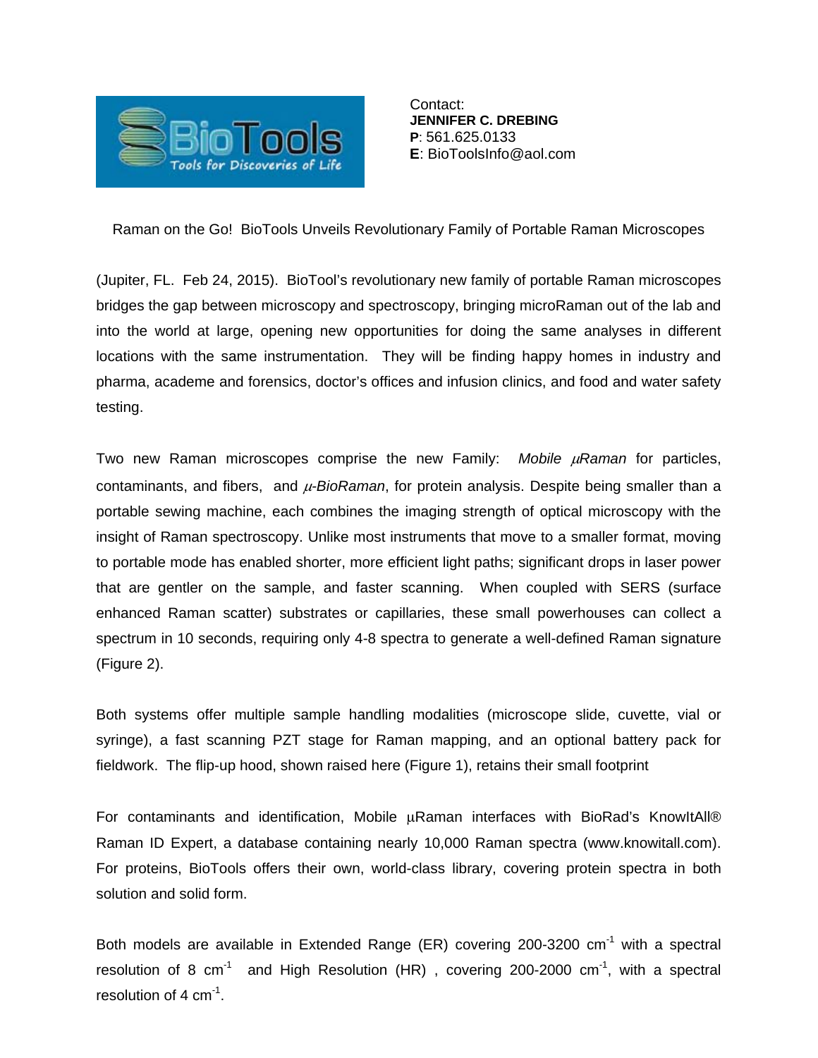Contact:
**JENNIFER C. DREBING**
**P**: 561.625.0133
**E**: BioToolsInfo@aol.com

# Raman on the Go! BioTools Unveils Revolutionary Family of Portable Raman Microscopes

(Jupiter, FL. Feb 24, 2015). BioTool's revolutionary new family of portable Raman microscopes bridges the gap between microscopy and spectroscopy, bringing microRaman out of the lab and into the world at large, opening new opportunities for doing the same analyses in different locations with the same instrumentation. They will be finding happy homes in industry and pharma, academe and forensics, doctor's offices and infusion clinics, and food and water safety testing.

Two new Raman microscopes comprise the new Family: *Mobile μRaman* for particles, contaminants, and fibers, and *μ-BioRaman*, for protein analysis. Despite being smaller than a portable sewing machine, each combines the imaging strength of optical microscopy with the insight of Raman spectroscopy. Unlike most instruments that move to a smaller format, moving to portable mode has enabled shorter, more efficient light paths; significant drops in laser power that are gentler on the sample, and faster scanning. When coupled with SERS (surface enhanced Raman scatter) substrates or capillaries, these small powerhouses can collect a spectrum in 10 seconds, requiring only 4-8 spectra to generate a well-defined Raman signature (Figure 2).

Both systems offer multiple sample handling modalities (microscope slide, cuvette, vial or syringe), a fast scanning PZT stage for Raman mapping, and an optional battery pack for fieldwork. The flip-up hood, shown raised here (Figure 1), retains their small footprint

For contaminants and identification, Mobile μRaman interfaces with BioRad's KnowItAll® Raman ID Expert, a database containing nearly 10,000 Raman spectra (www.knowitall.com). For proteins, BioTools offers their own, world-class library, covering protein spectra in both solution and solid form.

Both models are available in Extended Range (ER) covering 200-3200 $cm^{-1}$ with a spectral resolution of 8 $cm^{-1}$ and High Resolution (HR) , covering 200-2000 $cm^{-1}$, with a spectral resolution of 4 $cm^{-1}$.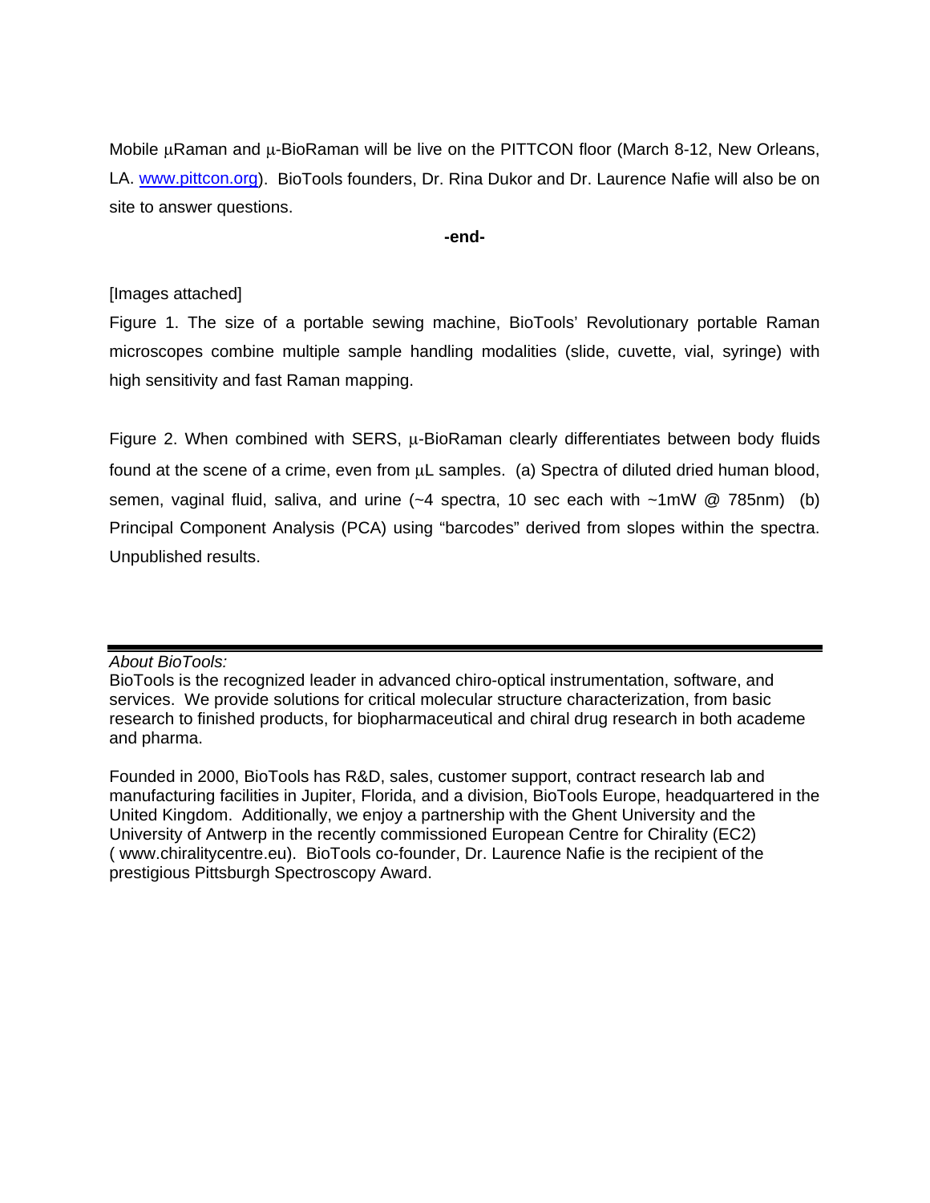Mobile μRaman and μ-BioRaman will be live on the PITTCON floor (March 8-12, New Orleans, LA. [www.pittcon.org](http://www.pittcon.org)). BioTools founders, Dr. Rina Dukor and Dr. Laurence Nafie will also be on site to answer questions.

**-end-**

[Images attached]

Figure 1. The size of a portable sewing machine, BioTools' Revolutionary portable Raman microscopes combine multiple sample handling modalities (slide, cuvette, vial, syringe) with high sensitivity and fast Raman mapping.

Figure 2. When combined with SERS, μ-BioRaman clearly differentiates between body fluids found at the scene of a crime, even from μL samples. (a) Spectra of diluted dried human blood, semen, vaginal fluid, saliva, and urine (~4 spectra, 10 sec each with ~1mW @ 785nm) (b) Principal Component Analysis (PCA) using "barcodes" derived from slopes within the spectra. Unpublished results.

---

*About BioTools:*

BioTools is the recognized leader in advanced chiro-optical instrumentation, software, and services. We provide solutions for critical molecular structure characterization, from basic research to finished products, for biopharmaceutical and chiral drug research in both academe and pharma.

Founded in 2000, BioTools has R&D, sales, customer support, contract research lab and manufacturing facilities in Jupiter, Florida, and a division, BioTools Europe, headquartered in the United Kingdom. Additionally, we enjoy a partnership with the Ghent University and the University of Antwerp in the recently commissioned European Centre for Chirality (EC2) ( www.chiralitycentre.eu). BioTools co-founder, Dr. Laurence Nafie is the recipient of the prestigious Pittsburgh Spectroscopy Award.